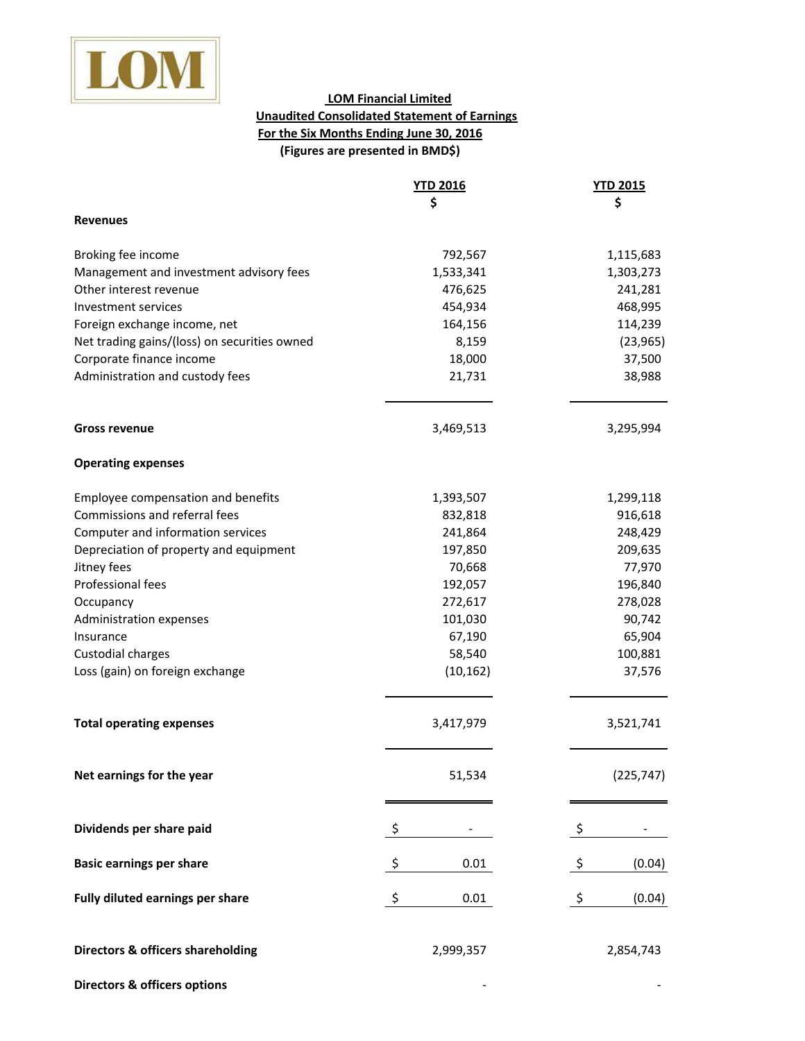LOM

**LOM Financial Limited**
**Unaudited Consolidated Statement of Earnings**
**For the Six Months Ending June 30, 2016**
**(Figures are presented in BMD$)**

| | YTD 2016 | YTD 2015 |
|---|---|---|
| | $ | $ |
| **Revenues** | | |
| Broking fee income | 792,567 | 1,115,683 |
| Management and investment advisory fees | 1,533,341 | 1,303,273 |
| Other interest revenue | 476,625 | 241,281 |
| Investment services | 454,934 | 468,995 |
| Foreign exchange income, net | 164,156 | 114,239 |
| Net trading gains/(loss) on securities owned | 8,159 | (23,965) |
| Corporate finance income | 18,000 | 37,500 |
| Administration and custody fees | 21,731 | 38,988 |
| **Gross revenue** | 3,469,513 | 3,295,994 |
| **Operating expenses** | | |
| Employee compensation and benefits | 1,393,507 | 1,299,118 |
| Commissions and referral fees | 832,818 | 916,618 |
| Computer and information services | 241,864 | 248,429 |
| Depreciation of property and equipment | 197,850 | 209,635 |
| Jitney fees | 70,668 | 77,970 |
| Professional fees | 192,057 | 196,840 |
| Occupancy | 272,617 | 278,028 |
| Administration expenses | 101,030 | 90,742 |
| Insurance | 67,190 | 65,904 |
| Custodial charges | 58,540 | 100,881 |
| Loss (gain) on foreign exchange | (10,162) | 37,576 |
| **Total operating expenses** | 3,417,979 | 3,521,741 |
| **Net earnings for the year** | 51,534 | (225,747) |
| **Dividends per share paid** | $ - | $ - |
| **Basic earnings per share** | $ 0.01 | $ (0.04) |
| **Fully diluted earnings per share** | $ 0.01 | $ (0.04) |
| **Directors & officers shareholding** | 2,999,357 | 2,854,743 |
| **Directors & officers options** | - | - |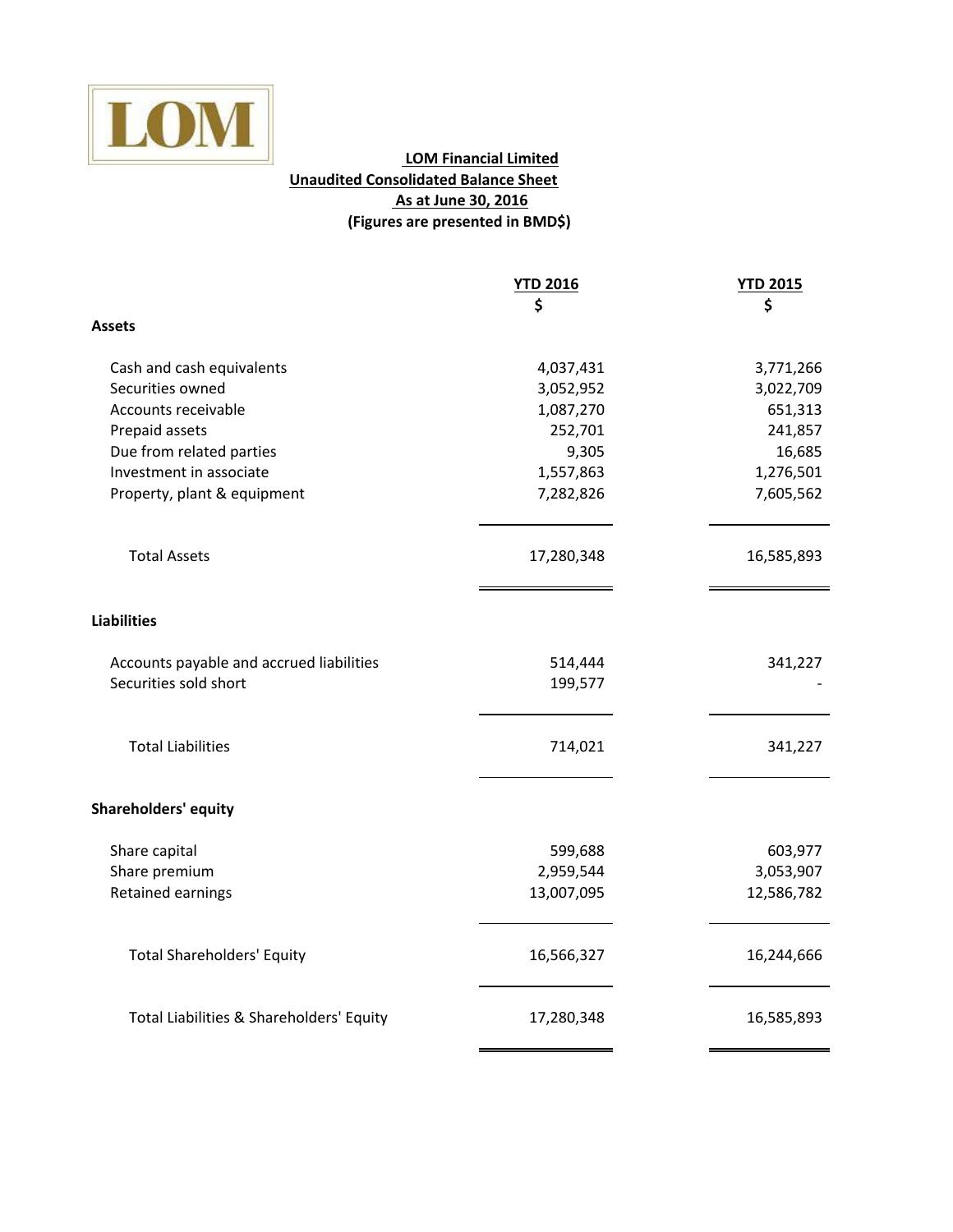LOM

**LOM Financial Limited**

**Unaudited Consolidated Balance Sheet**

**As at June 30, 2016**

**(Figures are presented in BMD$)**

| | YTD 2016 | YTD 2015 |
|---|---|---|
| | $ | $ |
| **Assets** | | |
| Cash and cash equivalents | 4,037,431 | 3,771,266 |
| Securities owned | 3,052,952 | 3,022,709 |
| Accounts receivable | 1,087,270 | 651,313 |
| Prepaid assets | 252,701 | 241,857 |
| Due from related parties | 9,305 | 16,685 |
| Investment in associate | 1,557,863 | 1,276,501 |
| Property, plant & equipment | 7,282,826 | 7,605,562 |
| Total Assets | 17,280,348 | 16,585,893 |
| **Liabilities** | | |
| Accounts payable and accrued liabilities | 514,444 | 341,227 |
| Securities sold short | 199,577 | - |
| Total Liabilities | 714,021 | 341,227 |
| **Shareholders' equity** | | |
| Share capital | 599,688 | 603,977 |
| Share premium | 2,959,544 | 3,053,907 |
| Retained earnings | 13,007,095 | 12,586,782 |
| Total Shareholders' Equity | 16,566,327 | 16,244,666 |
| Total Liabilities & Shareholders' Equity | 17,280,348 | 16,585,893 |